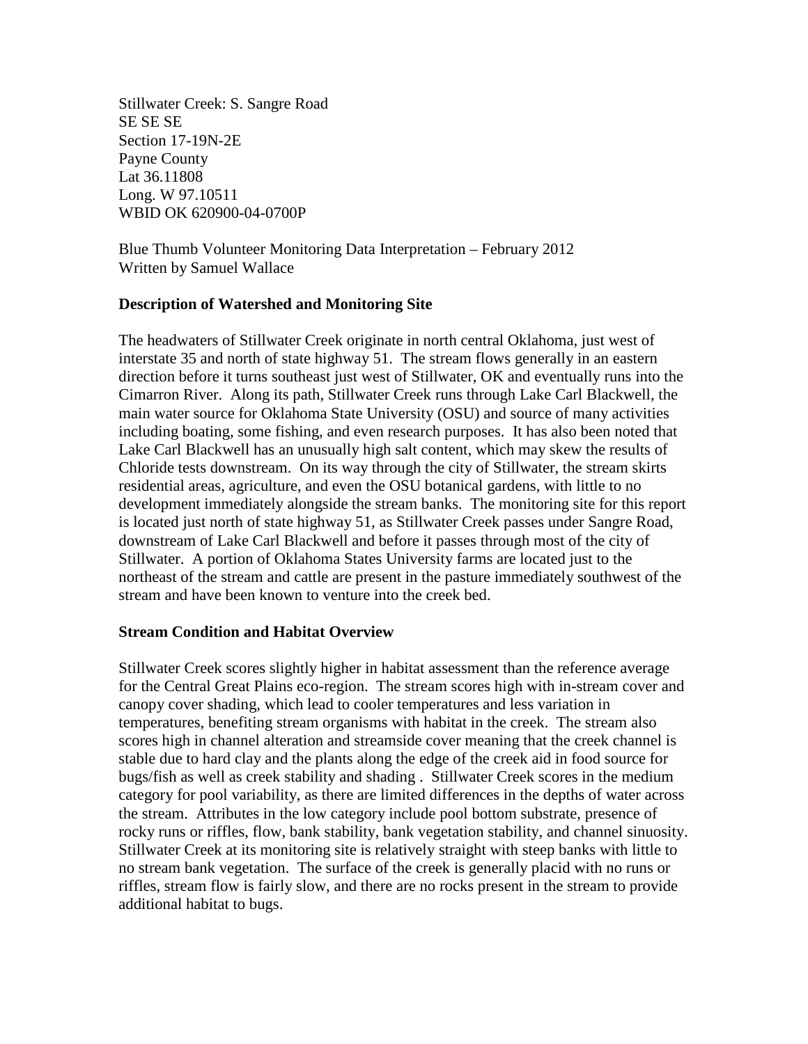Stillwater Creek: S. Sangre Road
SE SE SE
Section 17-19N-2E
Payne County
Lat 36.11808
Long. W 97.10511
WBID OK 620900-04-0700P

Blue Thumb Volunteer Monitoring Data Interpretation – February 2012
Written by Samuel Wallace

**Description of Watershed and Monitoring Site**

The headwaters of Stillwater Creek originate in north central Oklahoma, just west of interstate 35 and north of state highway 51. The stream flows generally in an eastern direction before it turns southeast just west of Stillwater, OK and eventually runs into the Cimarron River. Along its path, Stillwater Creek runs through Lake Carl Blackwell, the main water source for Oklahoma State University (OSU) and source of many activities including boating, some fishing, and even research purposes. It has also been noted that Lake Carl Blackwell has an unusually high salt content, which may skew the results of Chloride tests downstream. On its way through the city of Stillwater, the stream skirts residential areas, agriculture, and even the OSU botanical gardens, with little to no development immediately alongside the stream banks. The monitoring site for this report is located just north of state highway 51, as Stillwater Creek passes under Sangre Road, downstream of Lake Carl Blackwell and before it passes through most of the city of Stillwater. A portion of Oklahoma States University farms are located just to the northeast of the stream and cattle are present in the pasture immediately southwest of the stream and have been known to venture into the creek bed.

**Stream Condition and Habitat Overview**

Stillwater Creek scores slightly higher in habitat assessment than the reference average for the Central Great Plains eco-region. The stream scores high with in-stream cover and canopy cover shading, which lead to cooler temperatures and less variation in temperatures, benefiting stream organisms with habitat in the creek. The stream also scores high in channel alteration and streamside cover meaning that the creek channel is stable due to hard clay and the plants along the edge of the creek aid in food source for bugs/fish as well as creek stability and shading . Stillwater Creek scores in the medium category for pool variability, as there are limited differences in the depths of water across the stream. Attributes in the low category include pool bottom substrate, presence of rocky runs or riffles, flow, bank stability, bank vegetation stability, and channel sinuosity. Stillwater Creek at its monitoring site is relatively straight with steep banks with little to no stream bank vegetation. The surface of the creek is generally placid with no runs or riffles, stream flow is fairly slow, and there are no rocks present in the stream to provide additional habitat to bugs.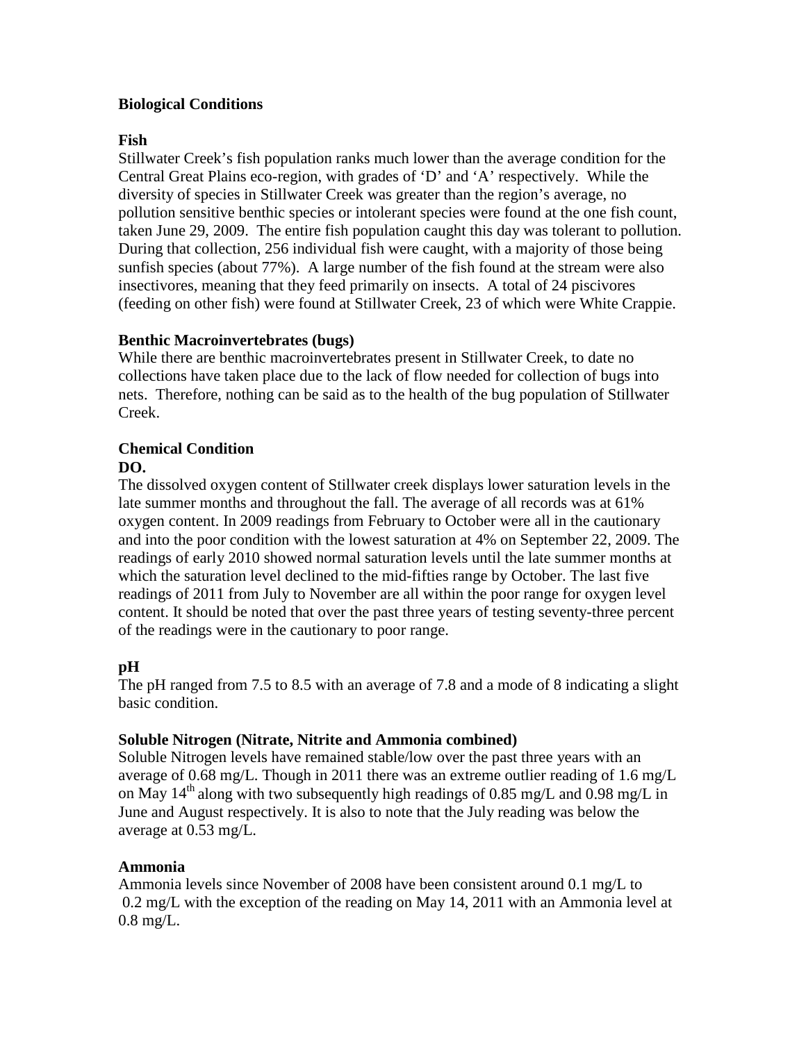## Biological Conditions

### Fish

Stillwater Creek's fish population ranks much lower than the average condition for the Central Great Plains eco-region, with grades of 'D' and 'A' respectively. While the diversity of species in Stillwater Creek was greater than the region's average, no pollution sensitive benthic species or intolerant species were found at the one fish count, taken June 29, 2009. The entire fish population caught this day was tolerant to pollution. During that collection, 256 individual fish were caught, with a majority of those being sunfish species (about 77%). A large number of the fish found at the stream were also insectivores, meaning that they feed primarily on insects. A total of 24 piscivores (feeding on other fish) were found at Stillwater Creek, 23 of which were White Crappie.

### Benthic Macroinvertebrates (bugs)

While there are benthic macroinvertebrates present in Stillwater Creek, to date no collections have taken place due to the lack of flow needed for collection of bugs into nets. Therefore, nothing can be said as to the health of the bug population of Stillwater Creek.

## Chemical Condition

### DO.

The dissolved oxygen content of Stillwater creek displays lower saturation levels in the late summer months and throughout the fall. The average of all records was at 61% oxygen content. In 2009 readings from February to October were all in the cautionary and into the poor condition with the lowest saturation at 4% on September 22, 2009. The readings of early 2010 showed normal saturation levels until the late summer months at which the saturation level declined to the mid-fifties range by October. The last five readings of 2011 from July to November are all within the poor range for oxygen level content. It should be noted that over the past three years of testing seventy-three percent of the readings were in the cautionary to poor range.

### pH

The pH ranged from 7.5 to 8.5 with an average of 7.8 and a mode of 8 indicating a slight basic condition.

### Soluble Nitrogen (Nitrate, Nitrite and Ammonia combined)

Soluble Nitrogen levels have remained stable/low over the past three years with an average of 0.68 mg/L. Though in 2011 there was an extreme outlier reading of 1.6 mg/L on May 14th along with two subsequently high readings of 0.85 mg/L and 0.98 mg/L in June and August respectively. It is also to note that the July reading was below the average at 0.53 mg/L.

### Ammonia

Ammonia levels since November of 2008 have been consistent around 0.1 mg/L to 0.2 mg/L with the exception of the reading on May 14, 2011 with an Ammonia level at 0.8 mg/L.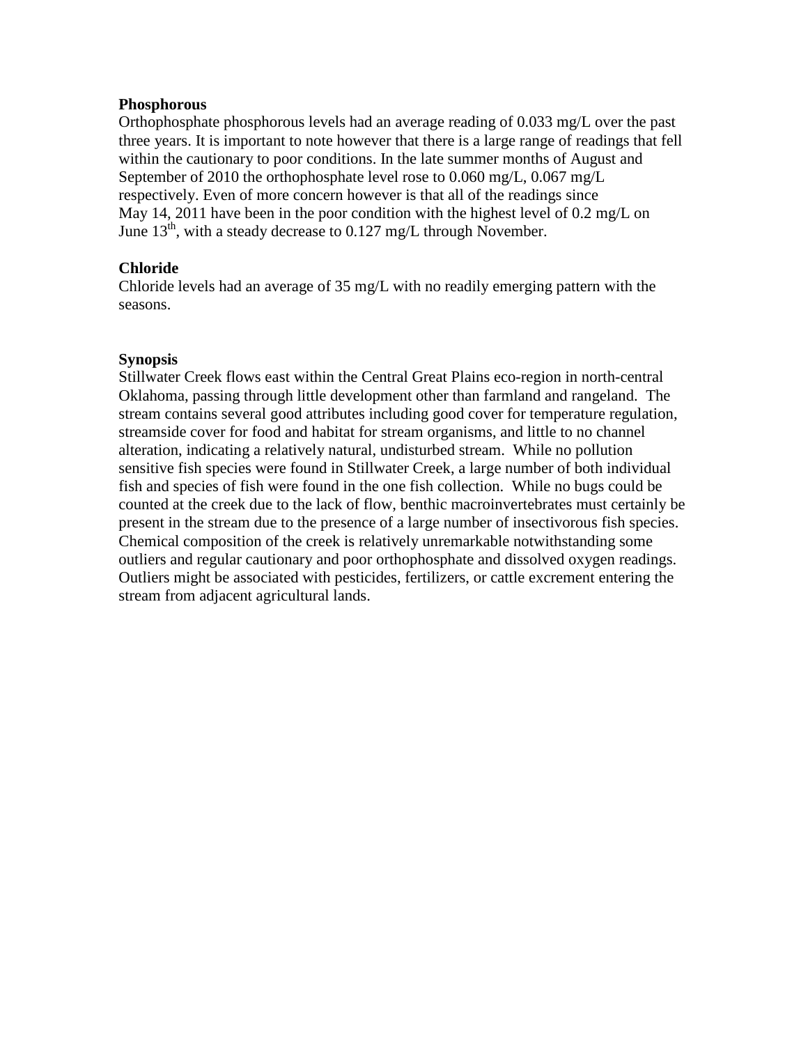**Phosphorous**

Orthophosphate phosphorous levels had an average reading of 0.033 mg/L over the past three years. It is important to note however that there is a large range of readings that fell within the cautionary to poor conditions. In the late summer months of August and September of 2010 the orthophosphate level rose to 0.060 mg/L, 0.067 mg/L respectively. Even of more concern however is that all of the readings since May 14, 2011 have been in the poor condition with the highest level of 0.2 mg/L on June 13th, with a steady decrease to 0.127 mg/L through November.

**Chloride**

Chloride levels had an average of 35 mg/L with no readily emerging pattern with the seasons.

**Synopsis**

Stillwater Creek flows east within the Central Great Plains eco-region in north-central Oklahoma, passing through little development other than farmland and rangeland. The stream contains several good attributes including good cover for temperature regulation, streamside cover for food and habitat for stream organisms, and little to no channel alteration, indicating a relatively natural, undisturbed stream. While no pollution sensitive fish species were found in Stillwater Creek, a large number of both individual fish and species of fish were found in the one fish collection. While no bugs could be counted at the creek due to the lack of flow, benthic macroinvertebrates must certainly be present in the stream due to the presence of a large number of insectivorous fish species. Chemical composition of the creek is relatively unremarkable notwithstanding some outliers and regular cautionary and poor orthophosphate and dissolved oxygen readings. Outliers might be associated with pesticides, fertilizers, or cattle excrement entering the stream from adjacent agricultural lands.